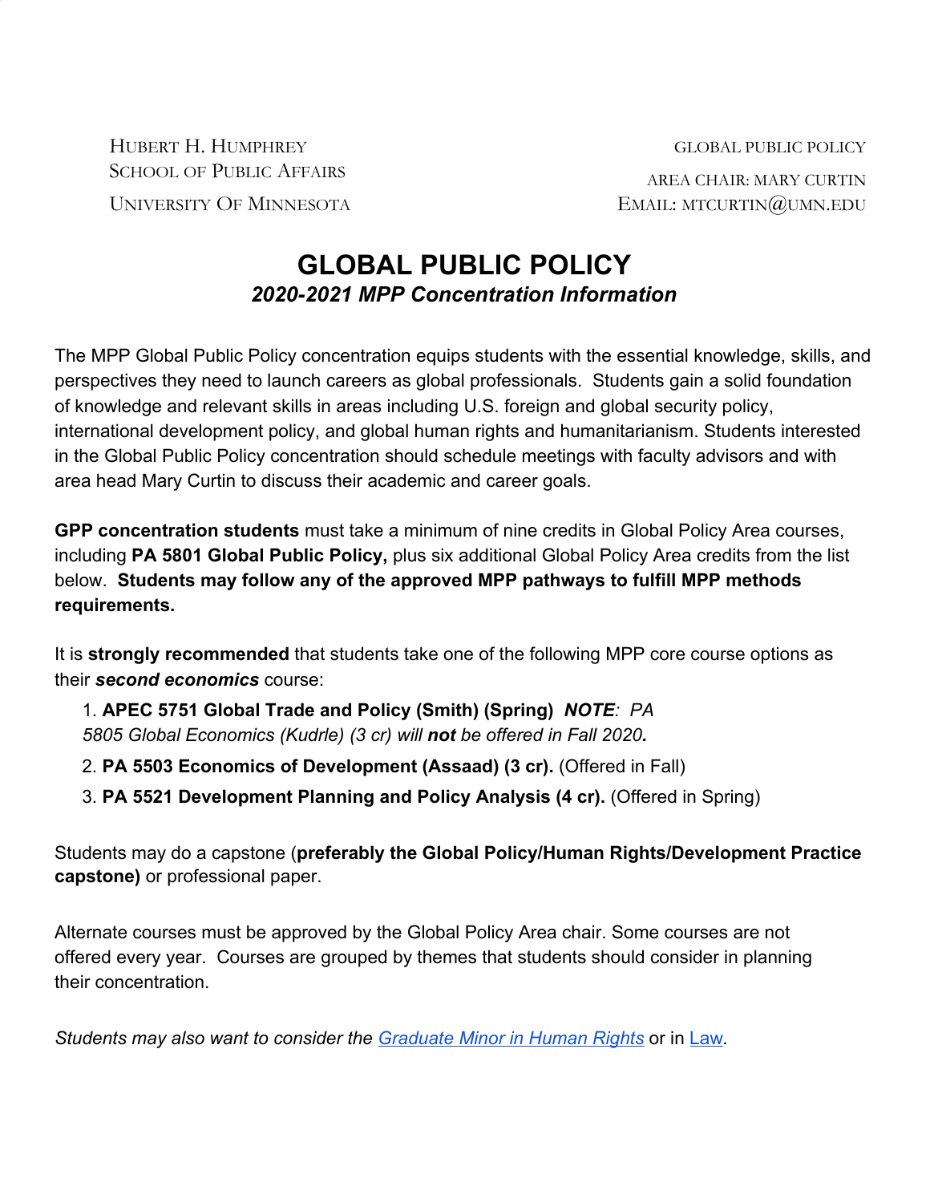HUBERT H. HUMPHREY
SCHOOL OF PUBLIC AFFAIRS
UNIVERSITY OF MINNESOTA

GLOBAL PUBLIC POLICY
AREA CHAIR: MARY CURTIN
EMAIL: MTCURTIN@UMN.EDU

# GLOBAL PUBLIC POLICY

## *2020-2021 MPP Concentration Information*

The MPP Global Public Policy concentration equips students with the essential knowledge, skills, and perspectives they need to launch careers as global professionals. Students gain a solid foundation of knowledge and relevant skills in areas including U.S. foreign and global security policy, international development policy, and global human rights and humanitarianism. Students interested in the Global Public Policy concentration should schedule meetings with faculty advisors and with area head Mary Curtin to discuss their academic and career goals.

**GPP concentration students** must take a minimum of nine credits in Global Policy Area courses, including **PA 5801 Global Public Policy,** plus six additional Global Policy Area credits from the list below. **Students may follow any of the approved MPP pathways to fulfill MPP methods requirements.**

It is **strongly recommended** that students take one of the following MPP core course options as their ***second economics*** course:

1. **APEC 5751 Global Trade and Policy (Smith) (Spring)** ***NOTE****: PA 5805 Global Economics (Kudrle) (3 cr) will* ***not*** *be offered in Fall 2020.*
2. **PA 5503 Economics of Development (Assaad) (3 cr).** (Offered in Fall)
3. **PA 5521 Development Planning and Policy Analysis (4 cr).** (Offered in Spring)

Students may do a capstone (**preferably the Global Policy/Human Rights/Development Practice capstone)** or professional paper.

Alternate courses must be approved by the Global Policy Area chair. Some courses are not offered every year. Courses are grouped by themes that students should consider in planning their concentration.

*Students may also want to consider the [Graduate Minor in Human Rights](#) or in [Law](#).*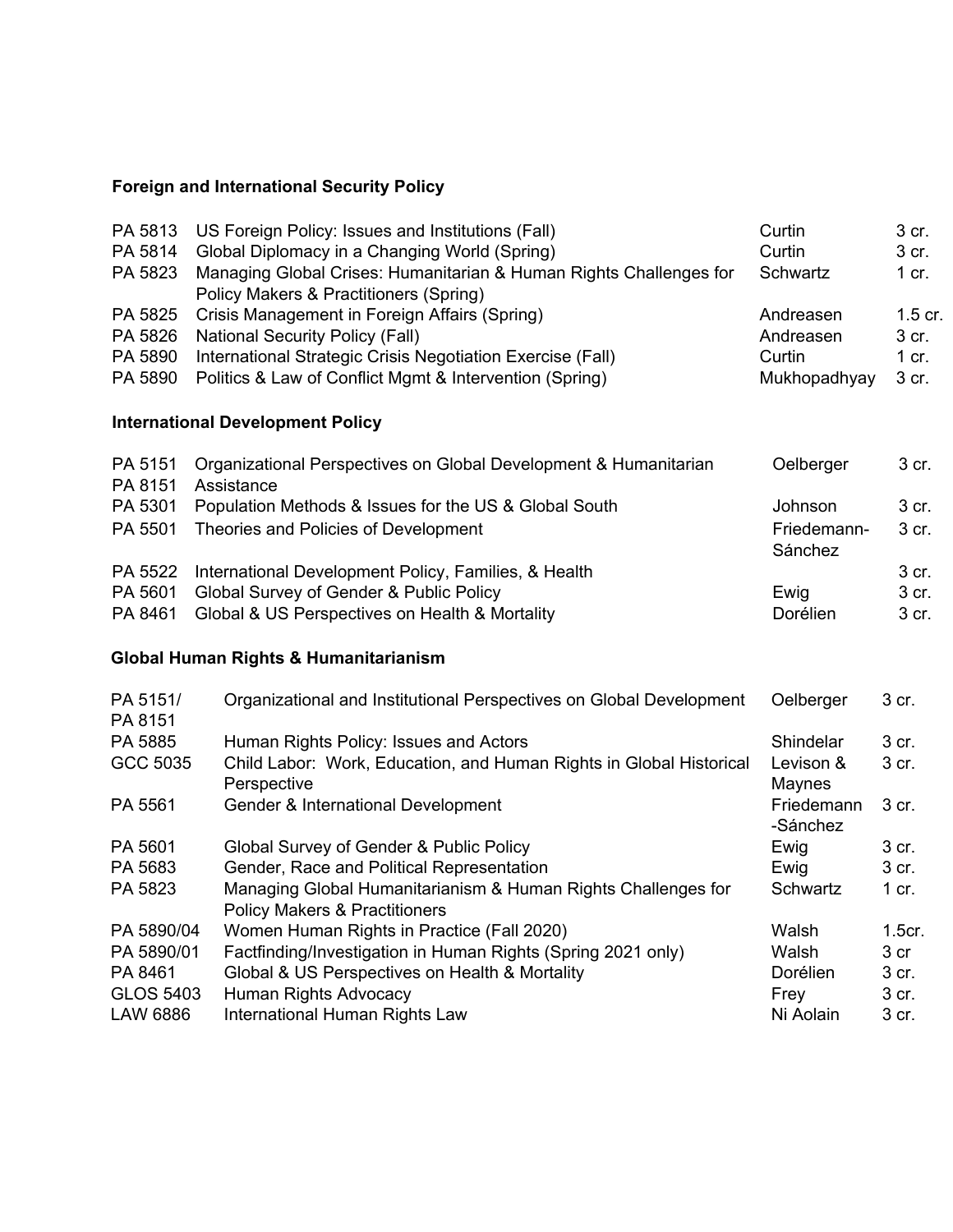### Foreign and International Security Policy

| Course | Title | Instructor | Credits |
|---|---|---|---|
| PA 5813 | US Foreign Policy: Issues and Institutions (Fall) | Curtin | 3 cr. |
| PA 5814 | Global Diplomacy in a Changing World (Spring) | Curtin | 3 cr. |
| PA 5823 | Managing Global Crises: Humanitarian & Human Rights Challenges for Policy Makers & Practitioners (Spring) | Schwartz | 1 cr. |
| PA 5825 | Crisis Management in Foreign Affairs (Spring) | Andreasen | 1.5 cr. |
| PA 5826 | National Security Policy (Fall) | Andreasen | 3 cr. |
| PA 5890 | International Strategic Crisis Negotiation Exercise (Fall) | Curtin | 1 cr. |
| PA 5890 | Politics & Law of Conflict Mgmt & Intervention (Spring) | Mukhopadhyay | 3 cr. |

### International Development Policy

| Course | Title | Instructor | Credits |
|---|---|---|---|
| PA 5151 PA 8151 | Organizational Perspectives on Global Development & Humanitarian Assistance | Oelberger | 3 cr. |
| PA 5301 | Population Methods & Issues for the US & Global South | Johnson | 3 cr. |
| PA 5501 | Theories and Policies of Development | Friedemann-Sánchez | 3 cr. |
| PA 5522 | International Development Policy, Families, & Health | | 3 cr. |
| PA 5601 | Global Survey of Gender & Public Policy | Ewig | 3 cr. |
| PA 8461 | Global & US Perspectives on Health & Mortality | Dorélien | 3 cr. |

### Global Human Rights & Humanitarianism

| Course | Title | Instructor | Credits |
|---|---|---|---|
| PA 5151/ PA 8151 | Organizational and Institutional Perspectives on Global Development | Oelberger | 3 cr. |
| PA 5885 | Human Rights Policy: Issues and Actors | Shindelar | 3 cr. |
| GCC 5035 | Child Labor: Work, Education, and Human Rights in Global Historical Perspective | Levison & Maynes | 3 cr. |
| PA 5561 | Gender & International Development | Friedemann-Sánchez | 3 cr. |
| PA 5601 | Global Survey of Gender & Public Policy | Ewig | 3 cr. |
| PA 5683 | Gender, Race and Political Representation | Ewig | 3 cr. |
| PA 5823 | Managing Global Humanitarianism & Human Rights Challenges for Policy Makers & Practitioners | Schwartz | 1 cr. |
| PA 5890/04 | Women Human Rights in Practice (Fall 2020) | Walsh | 1.5cr. |
| PA 5890/01 | Factfinding/Investigation in Human Rights (Spring 2021 only) | Walsh | 3 cr |
| PA 8461 | Global & US Perspectives on Health & Mortality | Dorélien | 3 cr. |
| GLOS 5403 | Human Rights Advocacy | Frey | 3 cr. |
| LAW 6886 | International Human Rights Law | Ni Aolain | 3 cr. |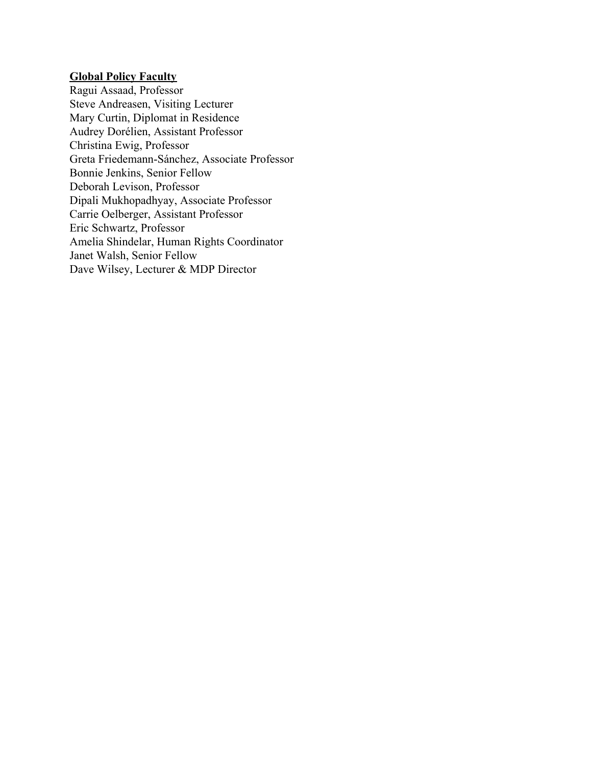**Global Policy Faculty**

Ragui Assaad, Professor
Steve Andreasen, Visiting Lecturer
Mary Curtin, Diplomat in Residence
Audrey Dorélien, Assistant Professor
Christina Ewig, Professor
Greta Friedemann-Sánchez, Associate Professor
Bonnie Jenkins, Senior Fellow
Deborah Levison, Professor
Dipali Mukhopadhyay, Associate Professor
Carrie Oelberger, Assistant Professor
Eric Schwartz, Professor
Amelia Shindelar, Human Rights Coordinator
Janet Walsh, Senior Fellow
Dave Wilsey, Lecturer & MDP Director